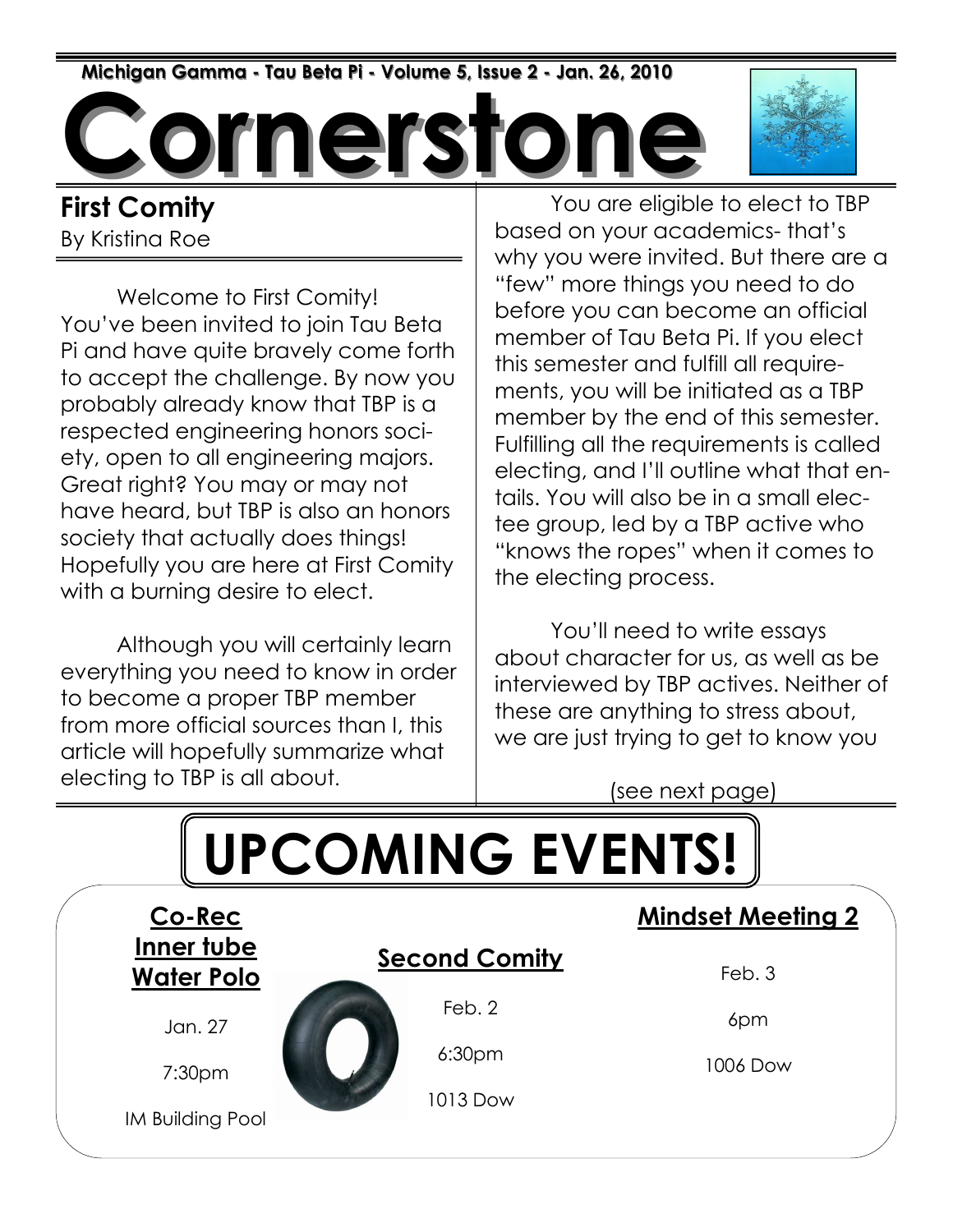Michigan Gamma - Tau Beta Pi - Volume 5, Issue 2 - Jan. 26, 2010

# Cornerstone

## First Comity

By Kristina Roe

Welcome to First Comity! You've been invited to join Tau Beta Pi and have quite bravely come forth to accept the challenge. By now you probably already know that TBP is a respected engineering honors society, open to all engineering majors. Great right? You may or may not have heard, but TBP is also an honors society that actually does things! Hopefully you are here at First Comity with a burning desire to elect.

Although you will certainly learn everything you need to know in order to become a proper TBP member from more official sources than I, this article will hopefully summarize what electing to TBP is all about.

You are eligible to elect to TBP based on your academics- that's why you were invited. But there are a "few" more things you need to do before you can become an official member of Tau Beta Pi. If you elect this semester and fulfill all requirements, you will be initiated as a TBP member by the end of this semester. Fulfilling all the requirements is called electing, and I'll outline what that entails. You will also be in a small electee group, led by a TBP active who "knows the ropes" when it comes to the electing process.

You'll need to write essays about character for us, as well as be interviewed by TBP actives. Neither of these are anything to stress about, we are just trying to get to know you

(see next page)

# UPCOMING EVENTS!

**Co-Rec Inner tube Water Polo**

Jan. 27

7:30pm

IM Building Pool

**Second Comity**

Feb. 2

6:30pm

1013 Dow

**Mindset Meeting 2**

Feb. 3

6pm

1006 Dow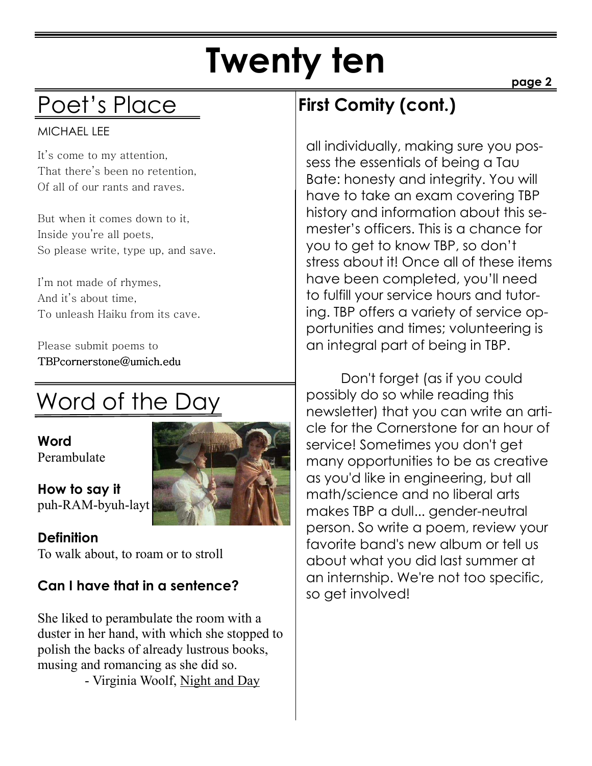# Twenty ten

## Poet's Place

MICHAEL LEE

It's come to my attention,
That there's been no retention,
Of all of our rants and raves.

But when it comes down to it,
Inside you're all poets,
So please write, type up, and save.

I'm not made of rhymes,
And it's about time,
To unleash Haiku from its cave.

Please submit poems to
TBPcornerstone@umich.edu

## Word of the Day

**Word**
Perambulate

**How to say it**
puh-RAM-byuh-layt

**Definition**
To walk about, to roam or to stroll

**Can I have that in a sentence?**

She liked to perambulate the room with a duster in her hand, with which she stopped to polish the backs of already lustrous books, musing and romancing as she did so.
- Virginia Woolf, Night and Day

## First Comity (cont.)

all individually, making sure you possess the essentials of being a Tau Bate: honesty and integrity. You will have to take an exam covering TBP history and information about this semester's officers. This is a chance for you to get to know TBP, so don't stress about it! Once all of these items have been completed, you'll need to fulfill your service hours and tutoring. TBP offers a variety of service opportunities and times; volunteering is an integral part of being in TBP.

Don't forget (as if you could possibly do so while reading this newsletter) that you can write an article for the Cornerstone for an hour of service! Sometimes you don't get many opportunities to be as creative as you'd like in engineering, but all math/science and no liberal arts makes TBP a dull... gender-neutral person. So write a poem, review your favorite band's new album or tell us about what you did last summer at an internship. We're not too specific, so get involved!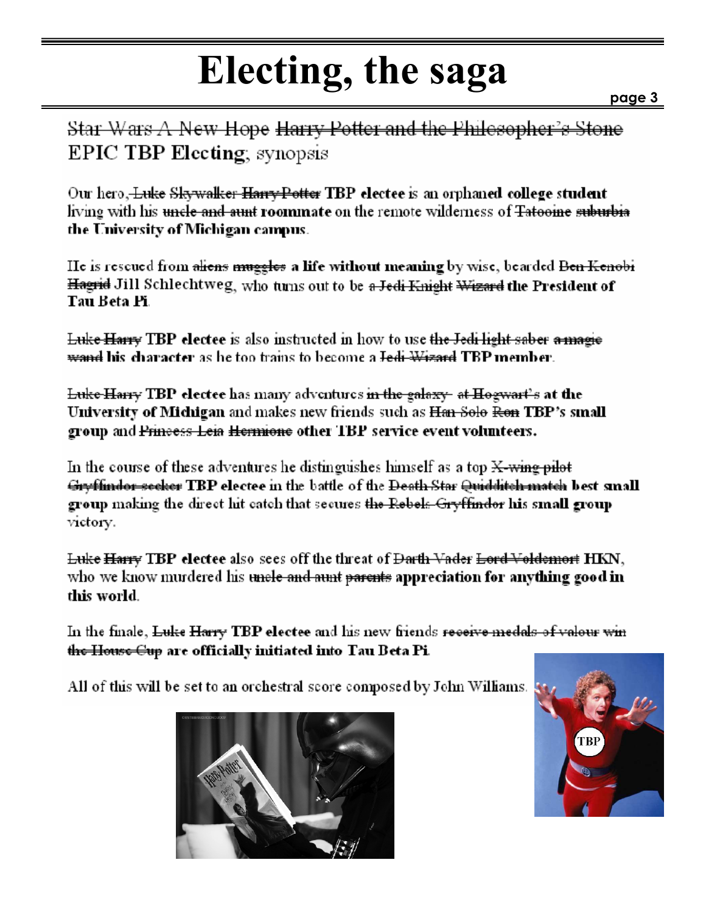# Electing, the saga

~~Star Wars A New Hope~~ ~~Harry Potter and the Philosopher's Stone~~ **EPIC TBP Electing**, synopsis

Our hero, ~~Luke Skywalker~~ ~~Harry Potter~~ **TBP electee** is an orphaned **college student** living with his ~~uncle and aunt~~ **roommate** on the remote wilderness of ~~Tatooine~~ ~~suburbia~~ **the University of Michigan campus**.

He is rescued from ~~aliens~~ ~~muggles~~ **a life without meaning** by wise, bearded ~~Ben Kenobi~~ ~~Hagrid~~ Jill Schlechtweg, who turns out to be ~~a Jedi Knight~~ ~~Wizard~~ **the President of Tau Beta Pi**.

~~Luke~~ ~~Harry~~ **TBP electee** is also instructed in how to use ~~the Jedi light saber~~ ~~a magic wand~~ **his character** as he too trains to become a ~~Jedi~~ ~~Wizard~~ **TBP member**.

~~Luke~~ ~~Harry~~ **TBP electee** has many adventures ~~in the galaxy~~ ~~at Hogwart's~~ **at the University of Michigan** and makes new friends such as ~~Han Solo~~ ~~Ron~~ **TBP's small group** and ~~Princess Leia~~ ~~Hermione~~ **other TBP service event volunteers.**

In the course of these adventures he distinguishes himself as a top ~~X-wing pilot~~ ~~Gryffindor seeker~~ **TBP electee** in the battle of the ~~Death Star~~ ~~Quidditch match~~ **best small group** making the direct hit catch that secures ~~the Rebels~~ ~~Gryffindor~~ **his small group** victory.

~~Luke~~ ~~Harry~~ **TBP electee** also sees off the threat of ~~Darth Vader~~ ~~Lord Voldemort~~ **HKN**, who we know murdered his ~~uncle and aunt~~ ~~parents~~ **appreciation for anything good in this world**.

In the finale, ~~Luke~~ ~~Harry~~ **TBP electee** and his new friends ~~receive medals of valour~~ ~~win the House Cup~~ **are officially initiated into Tau Beta Pi**.

All of this will be set to an orchestral score composed by John Williams.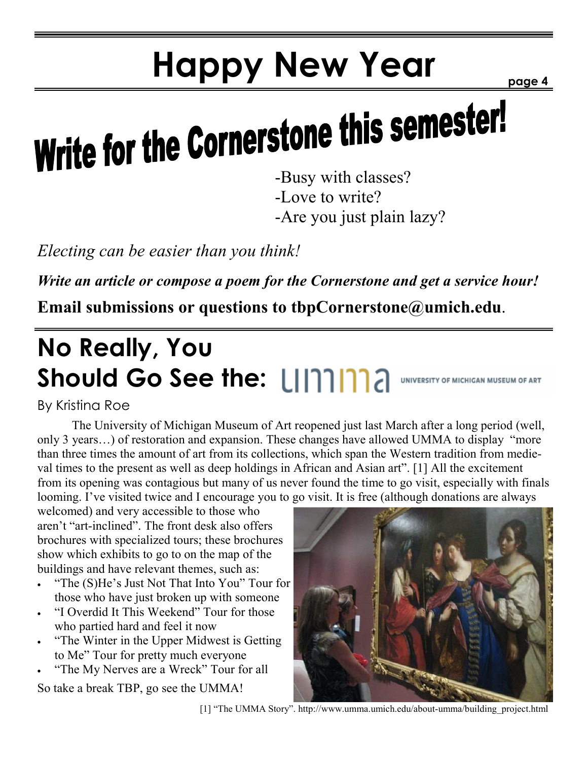# Happy New Year

## Write for the Cornerstone this semester!

-Busy with classes?
-Love to write?
-Are you just plain lazy?

*Electing can be easier than you think!*

***Write an article or compose a poem for the Cornerstone and get a service hour!***

**Email submissions or questions to tbpCornerstone@umich.edu**.

## No Really, You Should Go See the: UMMA UNIVERSITY OF MICHIGAN MUSEUM OF ART

By Kristina Roe

The University of Michigan Museum of Art reopened just last March after a long period (well, only 3 years…) of restoration and expansion. These changes have allowed UMMA to display "more than three times the amount of art from its collections, which span the Western tradition from medieval times to the present as well as deep holdings in African and Asian art". [1] All the excitement from its opening was contagious but many of us never found the time to go visit, especially with finals looming. I've visited twice and I encourage you to go visit. It is free (although donations are always welcomed) and very accessible to those who aren't "art-inclined". The front desk also offers brochures with specialized tours; these brochures show which exhibits to go to on the map of the buildings and have relevant themes, such as:

- "The (S)He's Just Not That Into You" Tour for those who have just broken up with someone
- "I Overdid It This Weekend" Tour for those who partied hard and feel it now
- "The Winter in the Upper Midwest is Getting to Me" Tour for pretty much everyone
- "The My Nerves are a Wreck" Tour for all

So take a break TBP, go see the UMMA!

[1] "The UMMA Story". http://www.umma.umich.edu/about-umma/building_project.html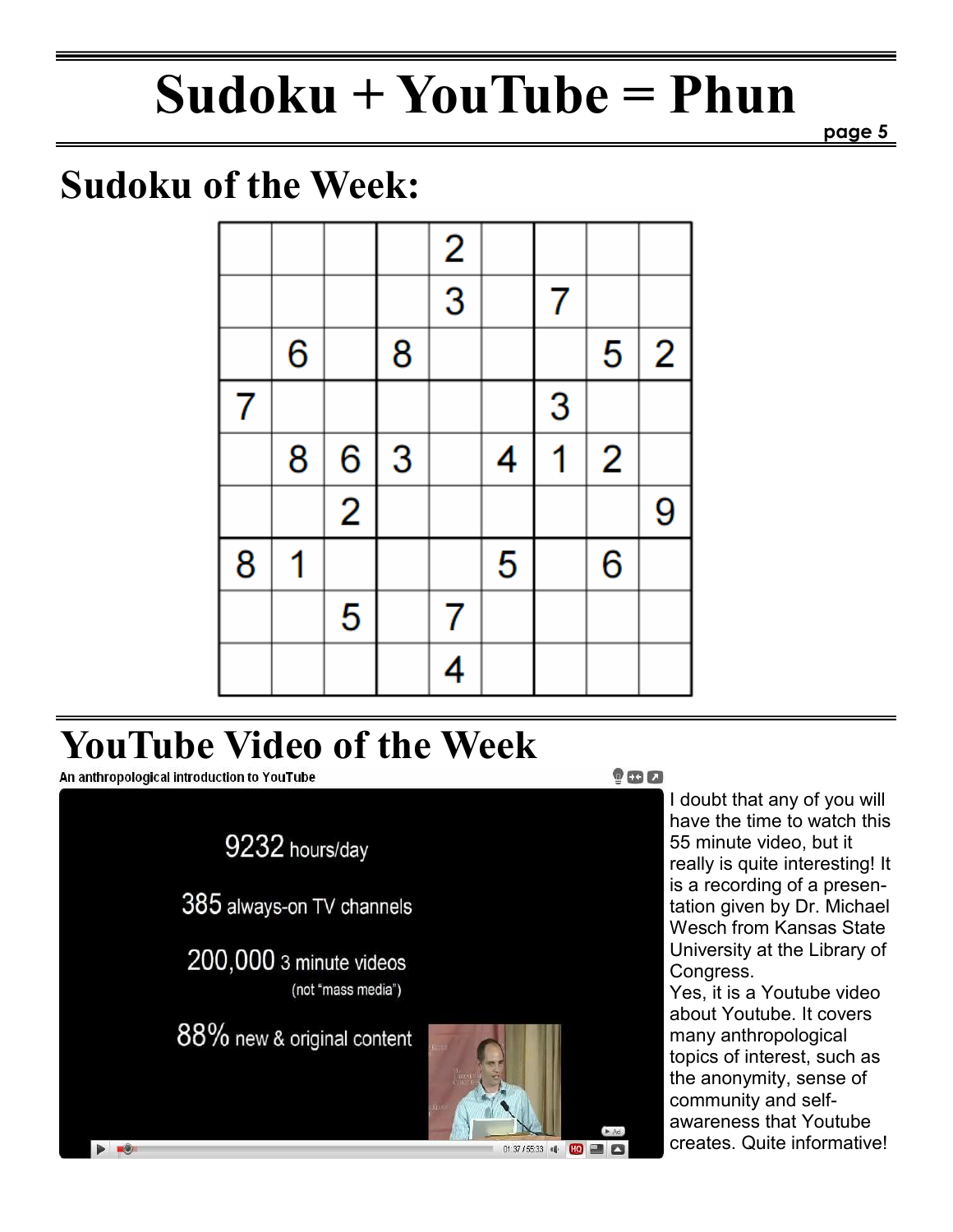# Sudoku + YouTube = Phun

## Sudoku of the Week:

| | | | | | | | | |
|---|---|---|---|---|---|---|---|---|
| | | | | 2 | | | | |
| | | | | 3 | | 7 | | |
| | 6 | | 8 | | | | 5 | 2 |
| 7 | | | | | | 3 | | |
| | 8 | 6 | 3 | | 4 | 1 | 2 | |
| | | 2 | | | | | | 9 |
| 8 | 1 | | | | 5 | | 6 | |
| | | 5 | | 7 | | | | |
| | | | | 4 | | | | |

## YouTube Video of the Week

An anthropological introduction to YouTube

9232 hours/day

385 always-on TV channels

200,000 3 minute videos

(not "mass media")

88% new & original content

01:37 / 55:33

I doubt that any of you will have the time to watch this 55 minute video, but it really is quite interesting! It is a recording of a presentation given by Dr. Michael Wesch from Kansas State University at the Library of Congress.

Yes, it is a Youtube video about Youtube. It covers many anthropological topics of interest, such as the anonymity, sense of community and self-awareness that Youtube creates. Quite informative!